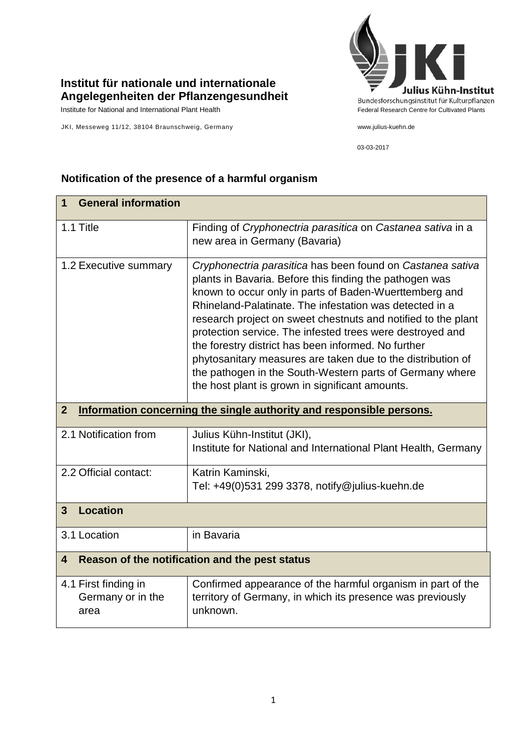**Institut für nationale und internationale Angelegenheiten der Pflanzengesundheit**

Institute for National and International Plant Health

JKI, Messeweg 11/12, 38104 Braunschweig, Germany

Julius Kühn-Institut
Bundesforschungsinstitut für Kulturpflanzen
Federal Research Centre for Cultivated Plants

www.julius-kuehn.de

03-03-2017

## Notification of the presence of a harmful organism

| **1 General information** | |
|---|---|
| 1.1 Title | Finding of *Cryphonectria parasitica* on *Castanea sativa* in a new area in Germany (Bavaria) |
| 1.2 Executive summary | *Cryphonectria parasitica* has been found on *Castanea sativa* plants in Bavaria. Before this finding the pathogen was known to occur only in parts of Baden-Wuerttemberg and Rhineland-Palatinate. The infestation was detected in a research project on sweet chestnuts and notified to the plant protection service. The infested trees were destroyed and the forestry district has been informed. No further phytosanitary measures are taken due to the distribution of the pathogen in the South-Western parts of Germany where the host plant is grown in significant amounts. |
| **2 Information concerning the single authority and responsible persons.** | |
| 2.1 Notification from | Julius Kühn-Institut (JKI), Institute for National and International Plant Health, Germany |
| 2.2 Official contact: | Katrin Kaminski, Tel: +49(0)531 299 3378, notify@julius-kuehn.de |
| **3 Location** | |
| 3.1 Location | in Bavaria |
| **4 Reason of the notification and the pest status** | |
| 4.1 First finding in Germany or in the area | Confirmed appearance of the harmful organism in part of the territory of Germany, in which its presence was previously unknown. |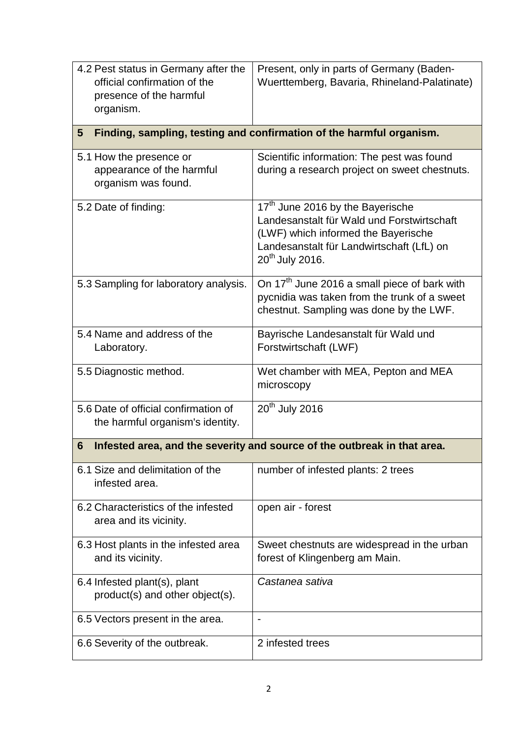| | |
|---|---|
| 4.2 Pest status in Germany after the official confirmation of the presence of the harmful organism. | Present, only in parts of Germany (Baden-Wuerttemberg, Bavaria, Rhineland-Palatinate) |
| **5 Finding, sampling, testing and confirmation of the harmful organism.** | |
| 5.1 How the presence or appearance of the harmful organism was found. | Scientific information: The pest was found during a research project on sweet chestnuts. |
| 5.2 Date of finding: | 17th June 2016 by the Bayerische Landesanstalt für Wald und Forstwirtschaft (LWF) which informed the Bayerische Landesanstalt für Landwirtschaft (LfL) on 20th July 2016. |
| 5.3 Sampling for laboratory analysis. | On 17th June 2016 a small piece of bark with pycnidia was taken from the trunk of a sweet chestnut. Sampling was done by the LWF. |
| 5.4 Name and address of the Laboratory. | Bayrische Landesanstalt für Wald und Forstwirtschaft (LWF) |
| 5.5 Diagnostic method. | Wet chamber with MEA, Pepton and MEA microscopy |
| 5.6 Date of official confirmation of the harmful organism's identity. | 20th July 2016 |
| **6 Infested area, and the severity and source of the outbreak in that area.** | |
| 6.1 Size and delimitation of the infested area. | number of infested plants: 2 trees |
| 6.2 Characteristics of the infested area and its vicinity. | open air - forest |
| 6.3 Host plants in the infested area and its vicinity. | Sweet chestnuts are widespread in the urban forest of Klingenberg am Main. |
| 6.4 Infested plant(s), plant product(s) and other object(s). | *Castanea sativa* |
| 6.5 Vectors present in the area. | - |
| 6.6 Severity of the outbreak. | 2 infested trees |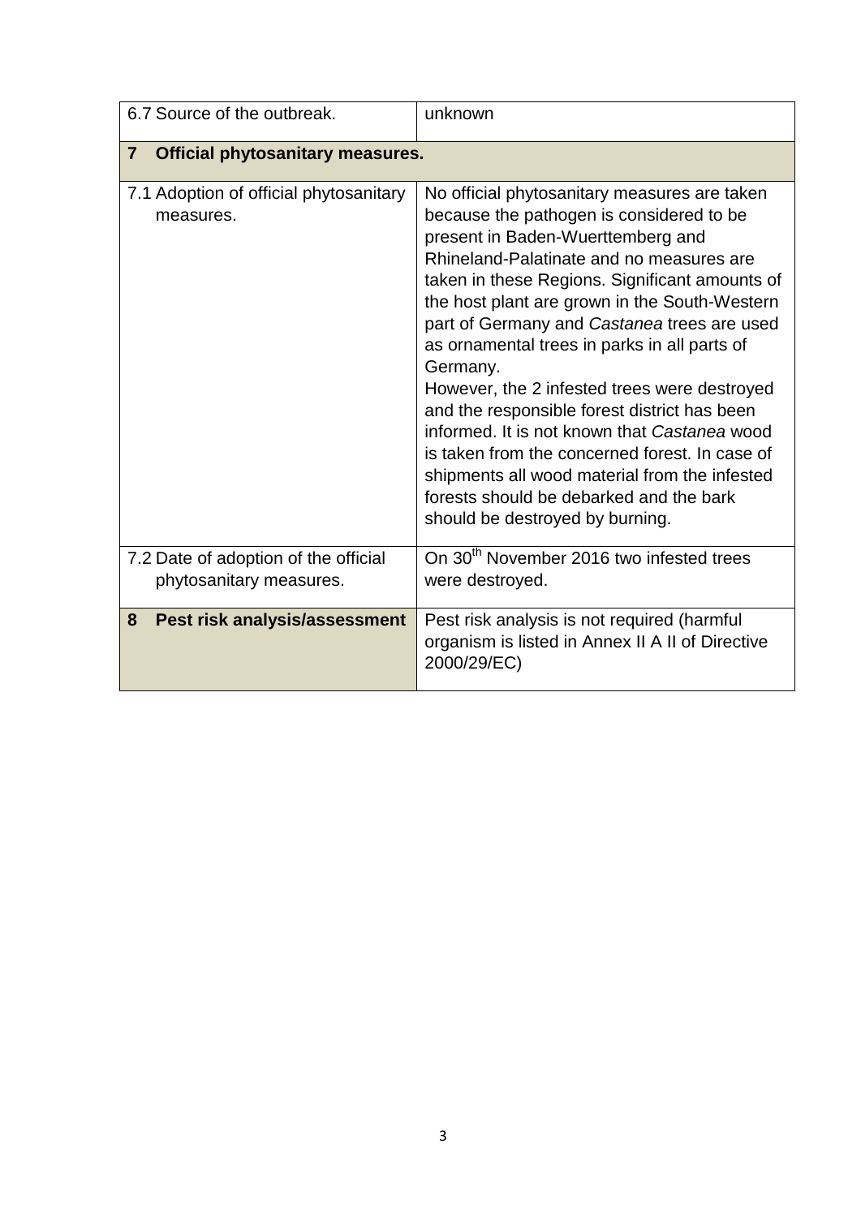| | |
|---|---|
| 6.7 Source of the outbreak. | unknown |
| **7 Official phytosanitary measures.** | |
| 7.1 Adoption of official phytosanitary measures. | No official phytosanitary measures are taken because the pathogen is considered to be present in Baden-Wuerttemberg and Rhineland-Palatinate and no measures are taken in these Regions. Significant amounts of the host plant are grown in the South-Western part of Germany and *Castanea* trees are used as ornamental trees in parks in all parts of Germany.<br>However, the 2 infested trees were destroyed and the responsible forest district has been informed. It is not known that *Castanea* wood is taken from the concerned forest. In case of shipments all wood material from the infested forests should be debarked and the bark should be destroyed by burning. |
| 7.2 Date of adoption of the official phytosanitary measures. | On 30th November 2016 two infested trees were destroyed. |
| **8 Pest risk analysis/assessment** | Pest risk analysis is not required (harmful organism is listed in Annex II A II of Directive 2000/29/EC) |